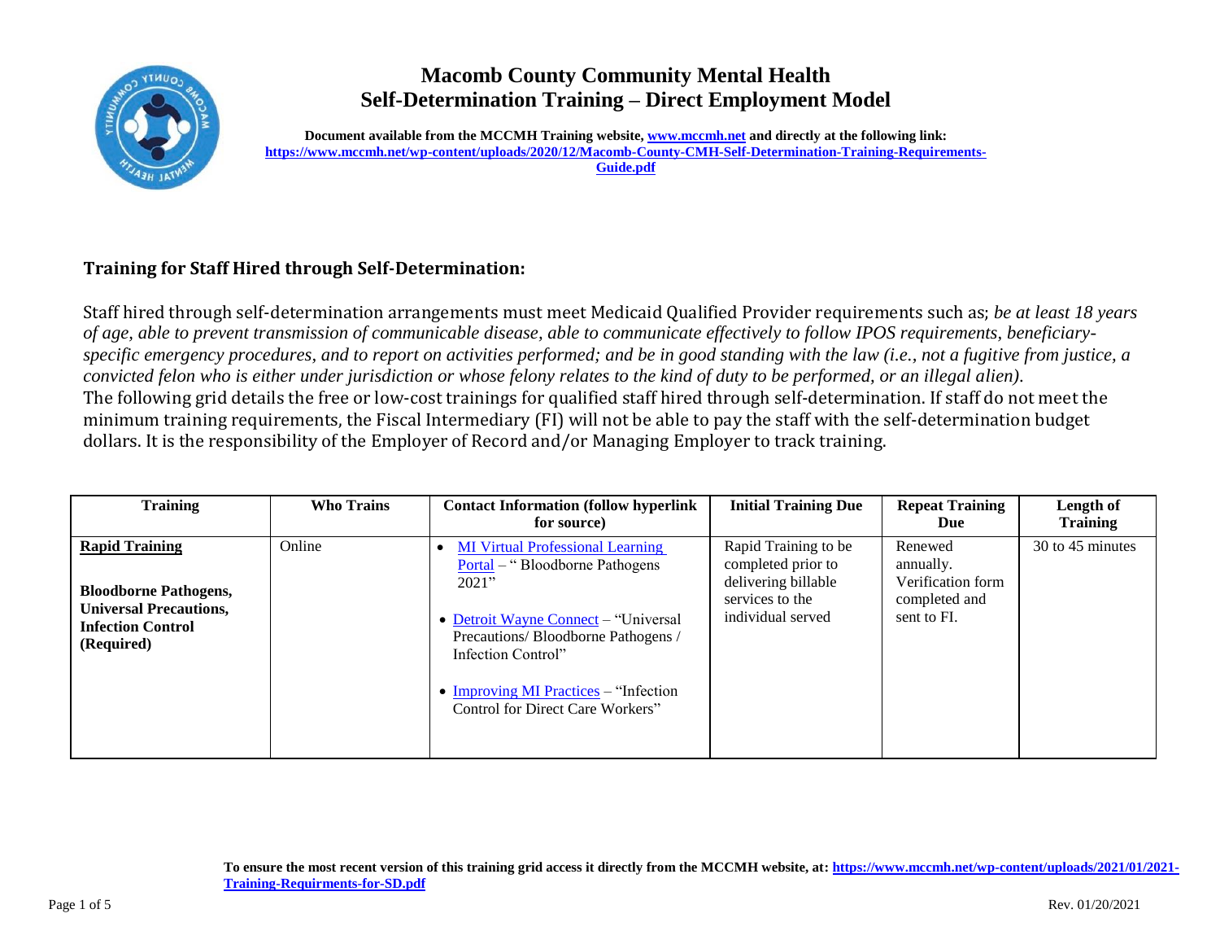# Macomb County Community Mental Health
## Self-Determination Training – Direct Employment Model

**Document available from the MCCMH Training website, [www.mccmh.net](www.mccmh.net) and directly at the following link: [https://www.mccmh.net/wp-content/uploads/2020/12/Macomb-County-CMH-Self-Determination-Training-Requirements-Guide.pdf](https://www.mccmh.net/wp-content/uploads/2020/12/Macomb-County-CMH-Self-Determination-Training-Requirements-Guide.pdf)**

### Training for Staff Hired through Self-Determination:

Staff hired through self-determination arrangements must meet Medicaid Qualified Provider requirements such as; *be at least 18 years of age, able to prevent transmission of communicable disease, able to communicate effectively to follow IPOS requirements, beneficiary-specific emergency procedures, and to report on activities performed; and be in good standing with the law (i.e., not a fugitive from justice, a convicted felon who is either under jurisdiction or whose felony relates to the kind of duty to be performed, or an illegal alien).*
The following grid details the free or low-cost trainings for qualified staff hired through self-determination. If staff do not meet the minimum training requirements, the Fiscal Intermediary (FI) will not be able to pay the staff with the self-determination budget dollars. It is the responsibility of the Employer of Record and/or Managing Employer to track training.

| Training | Who Trains | Contact Information (follow hyperlink for source) | Initial Training Due | Repeat Training Due | Length of Training |
|---|---|---|---|---|---|
| **Rapid Training**<br><br>**Bloodborne Pathogens, Universal Precautions, Infection Control (Required)** | Online | • MI Virtual Professional Learning Portal – " Bloodborne Pathogens 2021"<br><br>• Detroit Wayne Connect – "Universal Precautions/ Bloodborne Pathogens / Infection Control"<br><br>• Improving MI Practices – "Infection Control for Direct Care Workers" | Rapid Training to be completed prior to delivering billable services to the individual served | Renewed annually. Verification form completed and sent to FI. | 30 to 45 minutes |

**To ensure the most recent version of this training grid access it directly from the MCCMH website, at: [https://www.mccmh.net/wp-content/uploads/2021/01/2021-Training-Requirments-for-SD.pdf](https://www.mccmh.net/wp-content/uploads/2021/01/2021-Training-Requirments-for-SD.pdf)**

Rev. 01/20/2021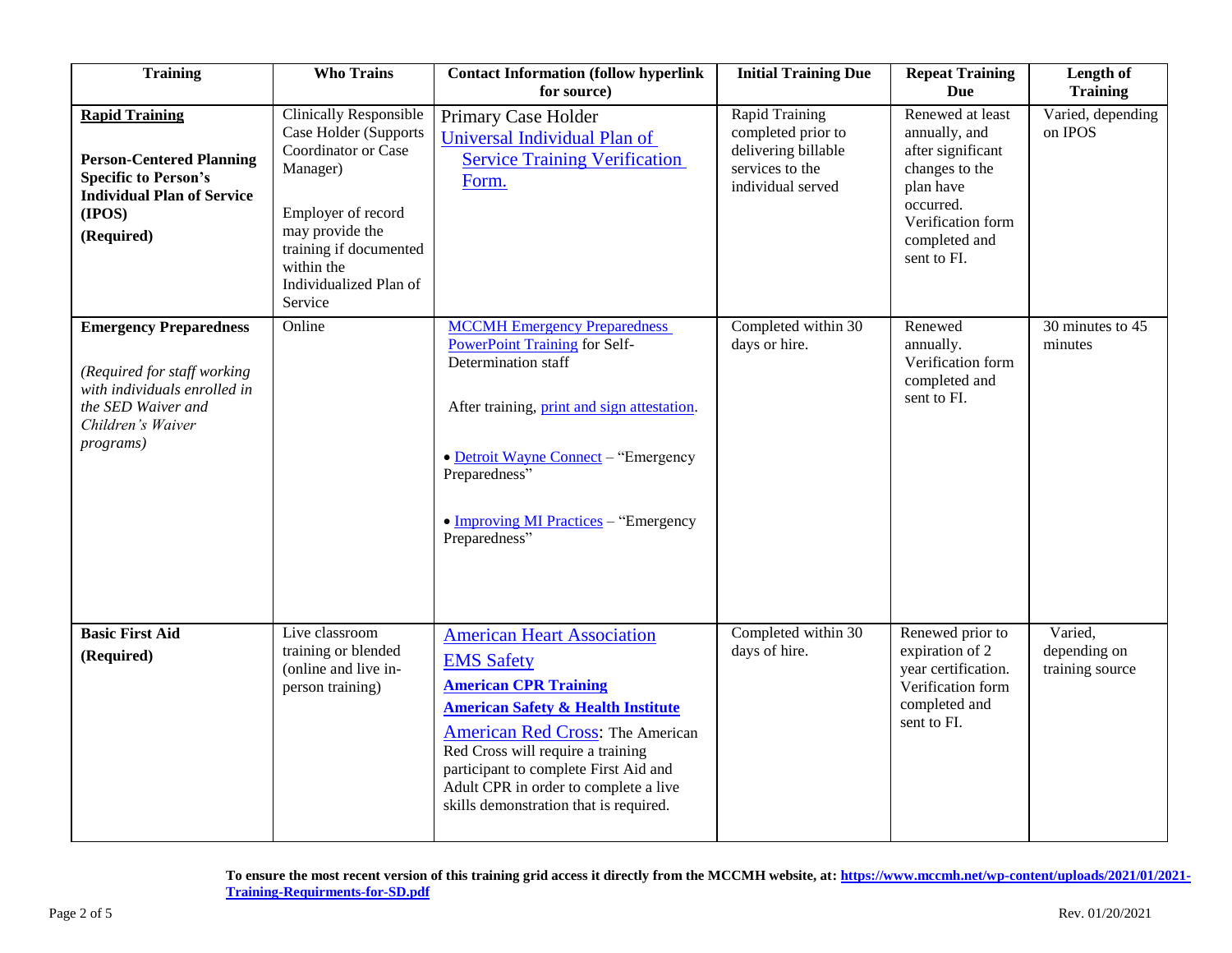| Training | Who Trains | Contact Information (follow hyperlink for source) | Initial Training Due | Repeat Training Due | Length of Training |
|---|---|---|---|---|---|
| **Rapid Training**<br><br>**Person-Centered Planning Specific to Person's Individual Plan of Service (IPOS)**<br>**(Required)** | Clinically Responsible Case Holder (Supports Coordinator or Case Manager)<br><br>Employer of record may provide the training if documented within the Individualized Plan of Service | Primary Case Holder<br>Universal Individual Plan of Service Training Verification Form. | Rapid Training completed prior to delivering billable services to the individual served | Renewed at least annually, and after significant changes to the plan have occurred. Verification form completed and sent to FI. | Varied, depending on IPOS |
| **Emergency Preparedness**<br><br>*(Required for staff working with individuals enrolled in the SED Waiver and Children's Waiver programs)* | Online | MCCMH Emergency Preparedness PowerPoint Training for Self-Determination staff<br><br>After training, print and sign attestation.<br><br>• Detroit Wayne Connect – "Emergency Preparedness"<br><br>• Improving MI Practices – "Emergency Preparedness" | Completed within 30 days or hire. | Renewed annually. Verification form completed and sent to FI. | 30 minutes to 45 minutes |
| **Basic First Aid**<br>**(Required)** | Live classroom training or blended (online and live in-person training) | American Heart Association<br>EMS Safety<br>**American CPR Training**<br>**American Safety & Health Institute**<br>American Red Cross: The American Red Cross will require a training participant to complete First Aid and Adult CPR in order to complete a live skills demonstration that is required. | Completed within 30 days of hire. | Renewed prior to expiration of 2 year certification. Verification form completed and sent to FI. | Varied, depending on training source |

**To ensure the most recent version of this training grid access it directly from the MCCMH website, at: https://www.mccmh.net/wp-content/uploads/2021/01/2021-Training-Requirments-for-SD.pdf**

Rev. 01/20/2021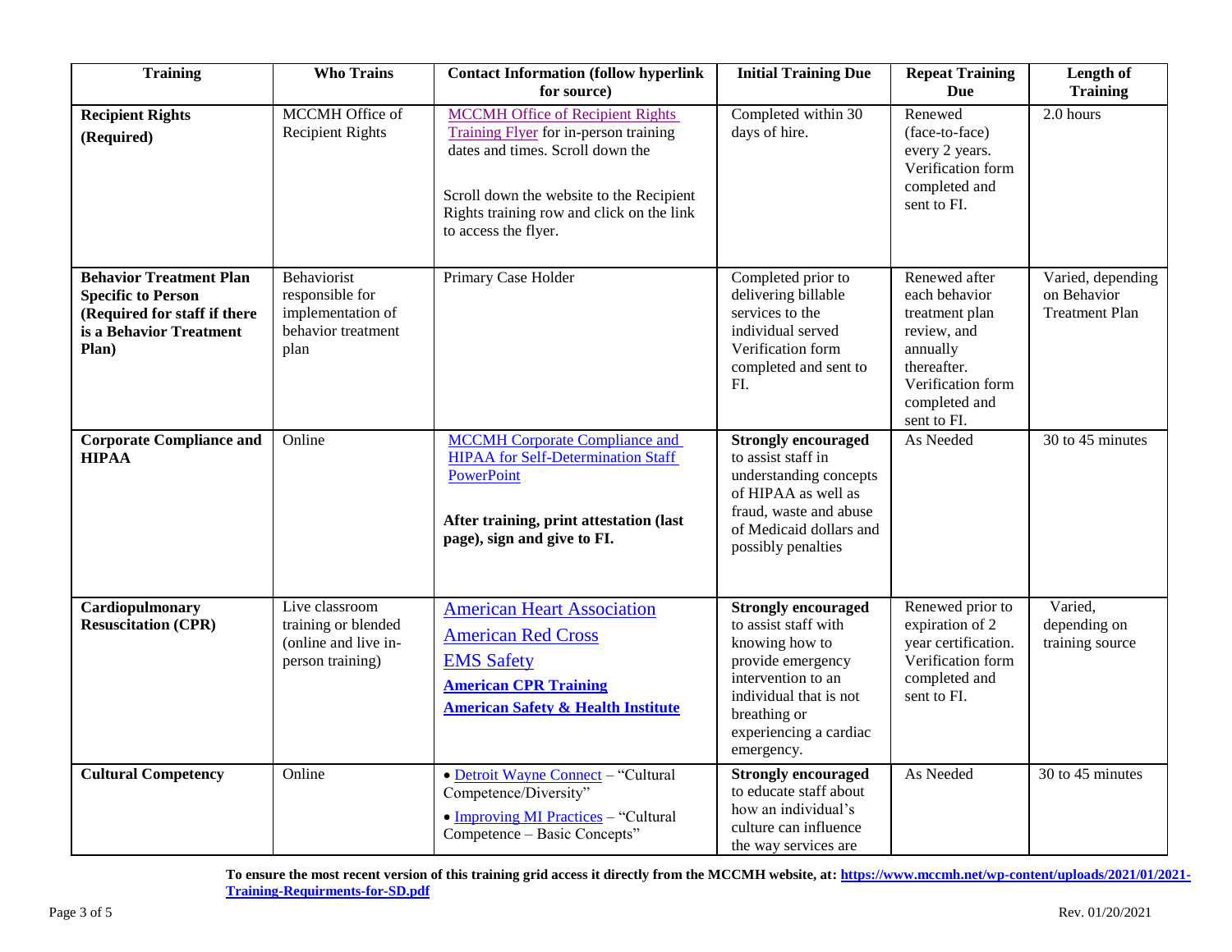| Training | Who Trains | Contact Information (follow hyperlink for source) | Initial Training Due | Repeat Training Due | Length of Training |
|---|---|---|---|---|---|
| **Recipient Rights** **(Required)** | MCCMH Office of Recipient Rights | MCCMH Office of Recipient Rights Training Flyer for in-person training dates and times. Scroll down the Scroll down the website to the Recipient Rights training row and click on the link to access the flyer. | Completed within 30 days of hire. | Renewed (face-to-face) every 2 years. Verification form completed and sent to FI. | 2.0 hours |
| **Behavior Treatment Plan Specific to Person (Required for staff if there is a Behavior Treatment Plan)** | Behaviorist responsible for implementation of behavior treatment plan | Primary Case Holder | Completed prior to delivering billable services to the individual served Verification form completed and sent to FI. | Renewed after each behavior treatment plan review, and annually thereafter. Verification form completed and sent to FI. | Varied, depending on Behavior Treatment Plan |
| **Corporate Compliance and HIPAA** | Online | MCCMH Corporate Compliance and HIPAA for Self-Determination Staff PowerPoint **After training, print attestation (last page), sign and give to FI.** | **Strongly encouraged** to assist staff in understanding concepts of HIPAA as well as fraud, waste and abuse of Medicaid dollars and possibly penalties | As Needed | 30 to 45 minutes |
| **Cardiopulmonary Resuscitation (CPR)** | Live classroom training or blended (online and live in-person training) | American Heart Association American Red Cross EMS Safety **American CPR Training** **American Safety & Health Institute** | **Strongly encouraged** to assist staff with knowing how to provide emergency intervention to an individual that is not breathing or experiencing a cardiac emergency. | Renewed prior to expiration of 2 year certification. Verification form completed and sent to FI. | Varied, depending on training source |
| **Cultural Competency** | Online | • Detroit Wayne Connect – "Cultural Competence/Diversity" • Improving MI Practices – "Cultural Competence – Basic Concepts" | **Strongly encouraged** to educate staff about how an individual's culture can influence the way services are | As Needed | 30 to 45 minutes |

**To ensure the most recent version of this training grid access it directly from the MCCMH website, at: https://www.mccmh.net/wp-content/uploads/2021/01/2021-Training-Requirments-for-SD.pdf**

Rev. 01/20/2021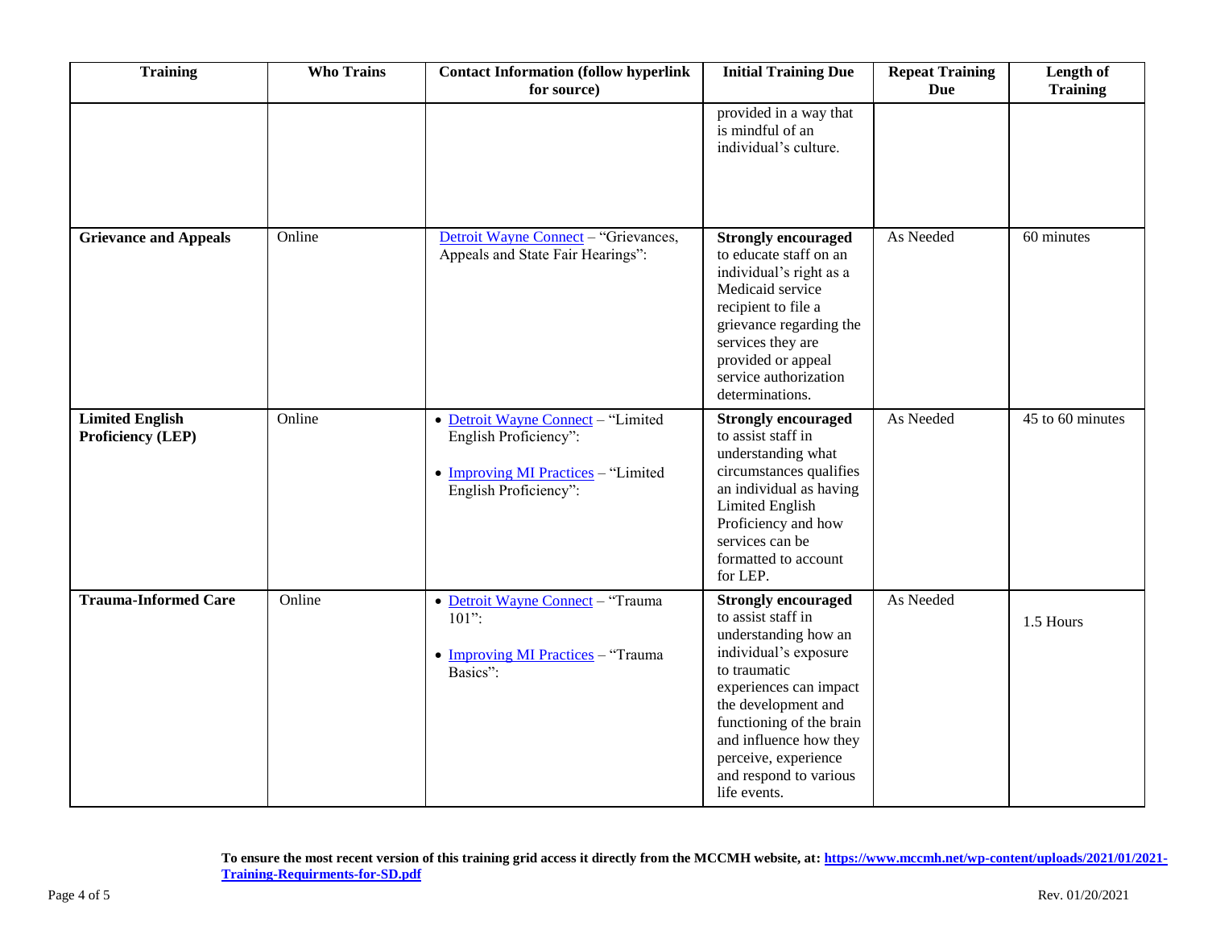| Training | Who Trains | Contact Information (follow hyperlink for source) | Initial Training Due | Repeat Training Due | Length of Training |
|---|---|---|---|---|---|
| | | | provided in a way that is mindful of an individual's culture. | | |
| **Grievance and Appeals** | Online | Detroit Wayne Connect – "Grievances, Appeals and State Fair Hearings": | **Strongly encouraged** to educate staff on an individual's right as a Medicaid service recipient to file a grievance regarding the services they are provided or appeal service authorization determinations. | As Needed | 60 minutes |
| **Limited English Proficiency (LEP)** | Online | • Detroit Wayne Connect – "Limited English Proficiency":<br>• Improving MI Practices – "Limited English Proficiency": | **Strongly encouraged** to assist staff in understanding what circumstances qualifies an individual as having Limited English Proficiency and how services can be formatted to account for LEP. | As Needed | 45 to 60 minutes |
| **Trauma-Informed Care** | Online | • Detroit Wayne Connect – "Trauma 101":<br>• Improving MI Practices – "Trauma Basics": | **Strongly encouraged** to assist staff in understanding how an individual's exposure to traumatic experiences can impact the development and functioning of the brain and influence how they perceive, experience and respond to various life events. | As Needed | 1.5 Hours |

**To ensure the most recent version of this training grid access it directly from the MCCMH website, at: https://www.mccmh.net/wp-content/uploads/2021/01/2021-Training-Requirments-for-SD.pdf**

Rev. 01/20/2021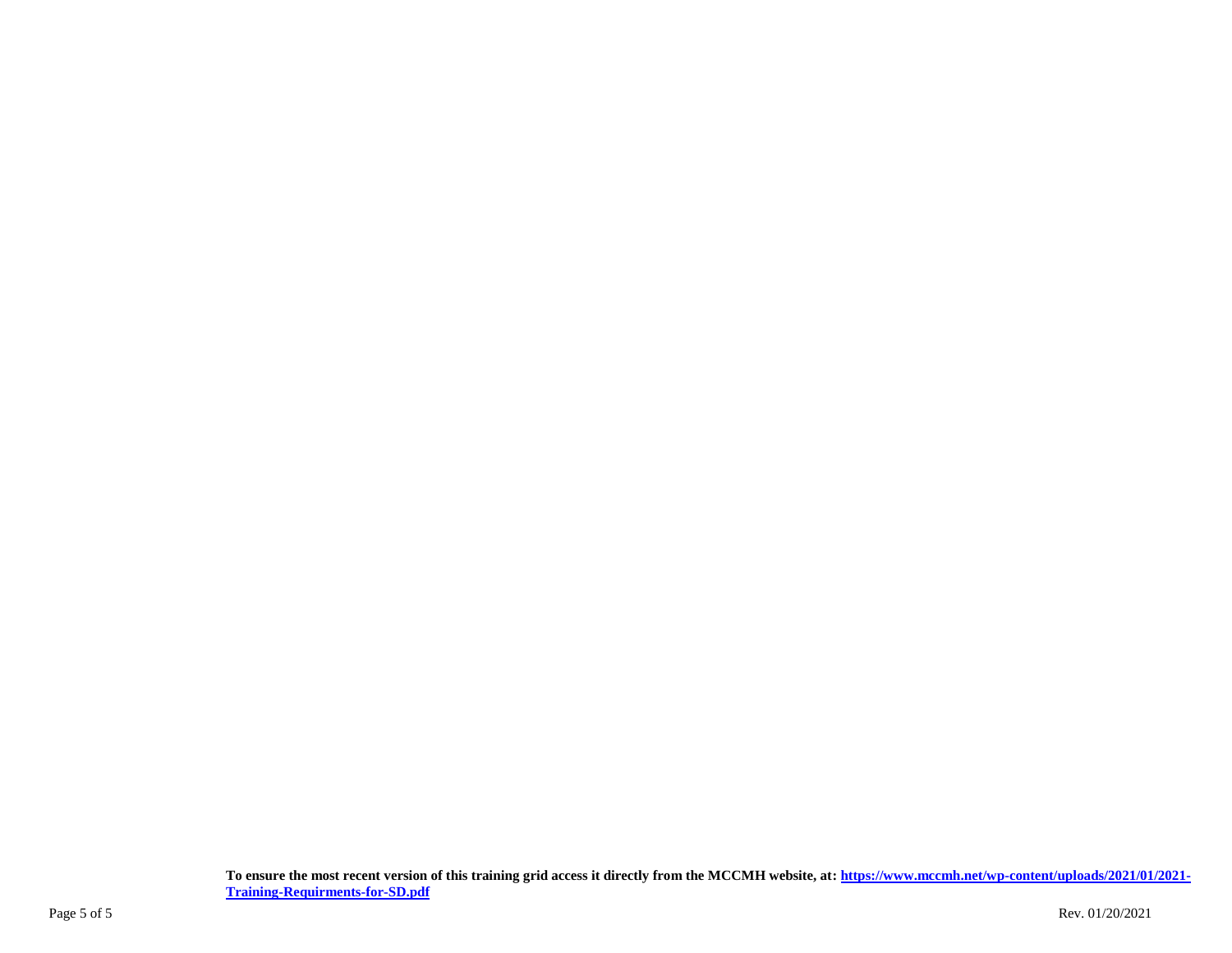**To ensure the most recent version of this training grid access it directly from the MCCMH website, at: [https://www.mccmh.net/wp-content/uploads/2021/01/2021-Training-Requirments-for-SD.pdf](https://www.mccmh.net/wp-content/uploads/2021/01/2021-Training-Requirments-for-SD.pdf)**

Rev. 01/20/2021